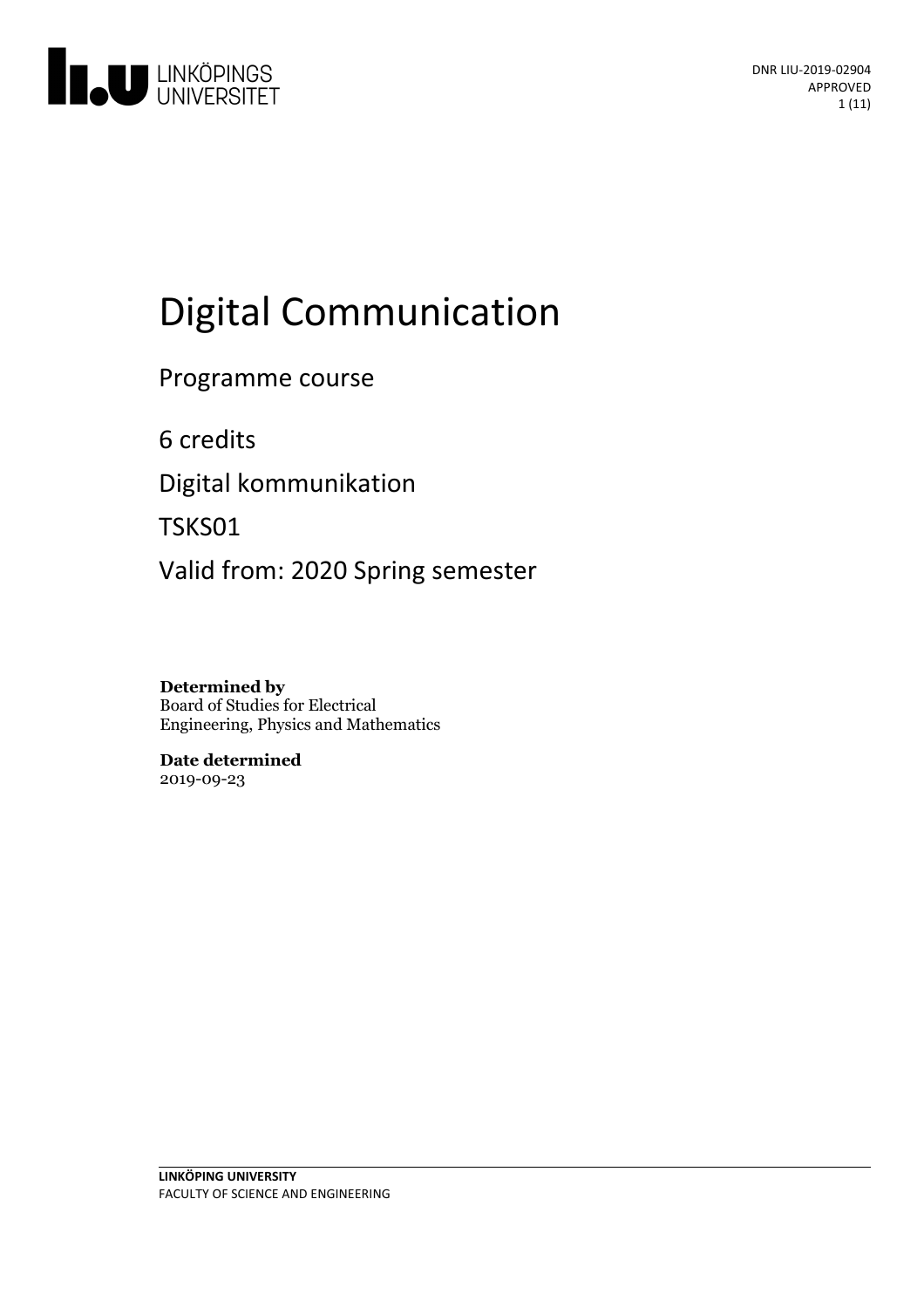DNR LIU-2019-02904
APPROVED

# Digital Communication

Programme course

6 credits

Digital kommunikation

TSKS01

Valid from: 2020 Spring semester

**Determined by**
Board of Studies for Electrical Engineering, Physics and Mathematics

**Date determined**
2019-09-23

**LINKÖPING UNIVERSITY**
FACULTY OF SCIENCE AND ENGINEERING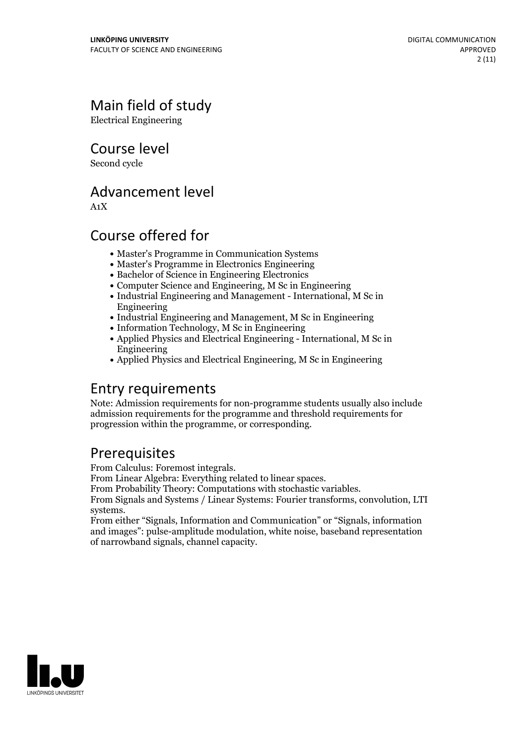## Main field of study

Electrical Engineering

## Course level

Second cycle

## Advancement level

A1X

## Course offered for

- Master's Programme in Communication Systems
- Master's Programme in Electronics Engineering
- Bachelor of Science in Engineering Electronics
- Computer Science and Engineering, M Sc in Engineering
- Industrial Engineering and Management - International, M Sc in Engineering
- Industrial Engineering and Management, M Sc in Engineering
- Information Technology, M Sc in Engineering
- Applied Physics and Electrical Engineering - International, M Sc in Engineering
- Applied Physics and Electrical Engineering, M Sc in Engineering

## Entry requirements

Note: Admission requirements for non-programme students usually also include admission requirements for the programme and threshold requirements for progression within the programme, or corresponding.

## Prerequisites

From Calculus: Foremost integrals.
From Linear Algebra: Everything related to linear spaces.
From Probability Theory: Computations with stochastic variables.
From Signals and Systems / Linear Systems: Fourier transforms, convolution, LTI systems.
From either "Signals, Information and Communication" or "Signals, information and images": pulse-amplitude modulation, white noise, baseband representation of narrowband signals, channel capacity.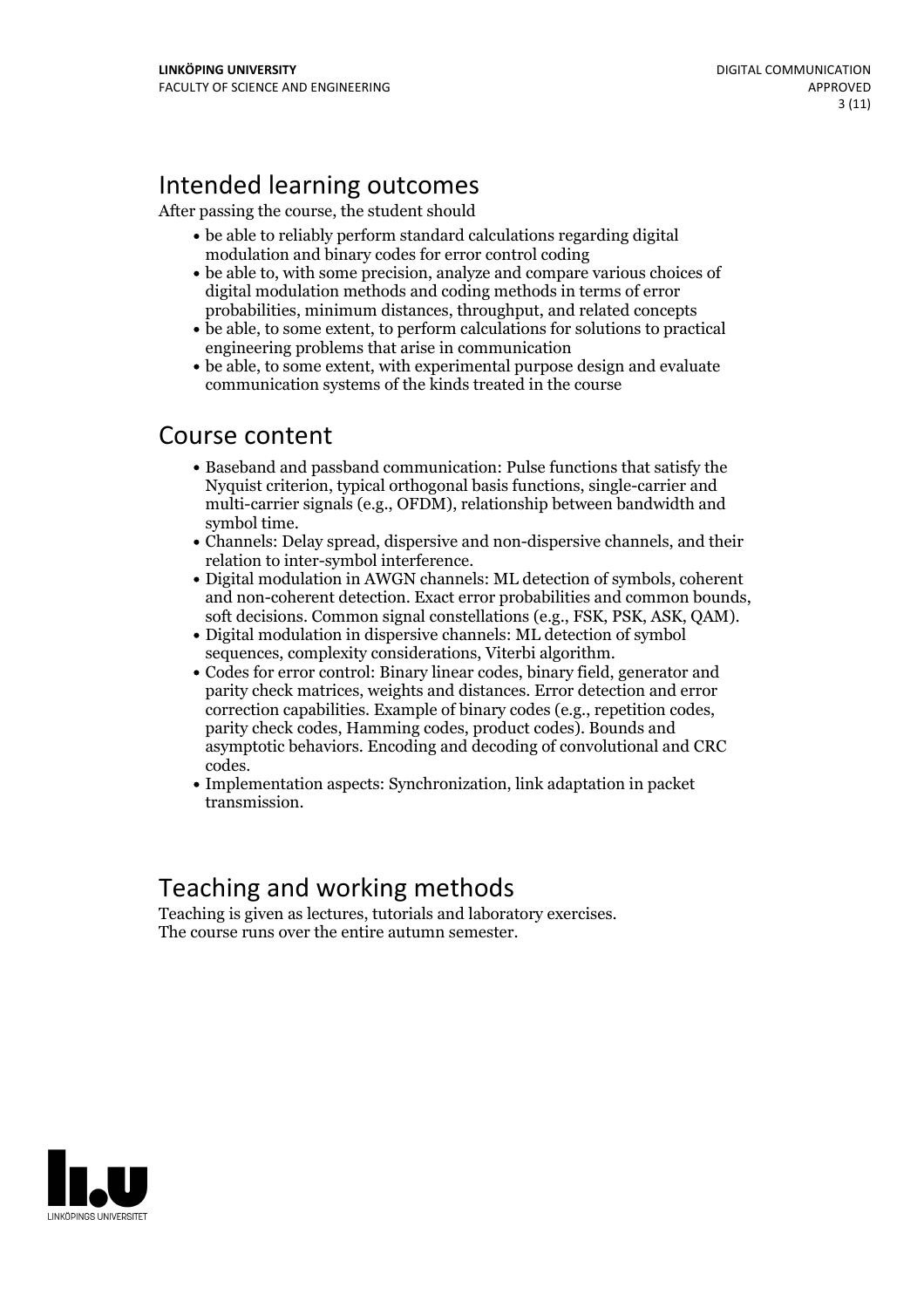## Intended learning outcomes

After passing the course, the student should

- be able to reliably perform standard calculations regarding digital modulation and binary codes for error control coding
- be able to, with some precision, analyze and compare various choices of digital modulation methods and coding methods in terms of error probabilities, minimum distances, throughput, and related concepts
- be able, to some extent, to perform calculations for solutions to practical engineering problems that arise in communication
- be able, to some extent, with experimental purpose design and evaluate communication systems of the kinds treated in the course

## Course content

- Baseband and passband communication: Pulse functions that satisfy the Nyquist criterion, typical orthogonal basis functions, single-carrier and multi-carrier signals (e.g., OFDM), relationship between bandwidth and symbol time.
- Channels: Delay spread, dispersive and non-dispersive channels, and their relation to inter-symbol interference.
- Digital modulation in AWGN channels: ML detection of symbols, coherent and non-coherent detection. Exact error probabilities and common bounds, soft decisions. Common signal constellations (e.g., FSK, PSK, ASK, QAM).
- Digital modulation in dispersive channels: ML detection of symbol sequences, complexity considerations, Viterbi algorithm.
- Codes for error control: Binary linear codes, binary field, generator and parity check matrices, weights and distances. Error detection and error correction capabilities. Example of binary codes (e.g., repetition codes, parity check codes, Hamming codes, product codes). Bounds and asymptotic behaviors. Encoding and decoding of convolutional and CRC codes.
- Implementation aspects: Synchronization, link adaptation in packet transmission.

## Teaching and working methods

Teaching is given as lectures, tutorials and laboratory exercises.
The course runs over the entire autumn semester.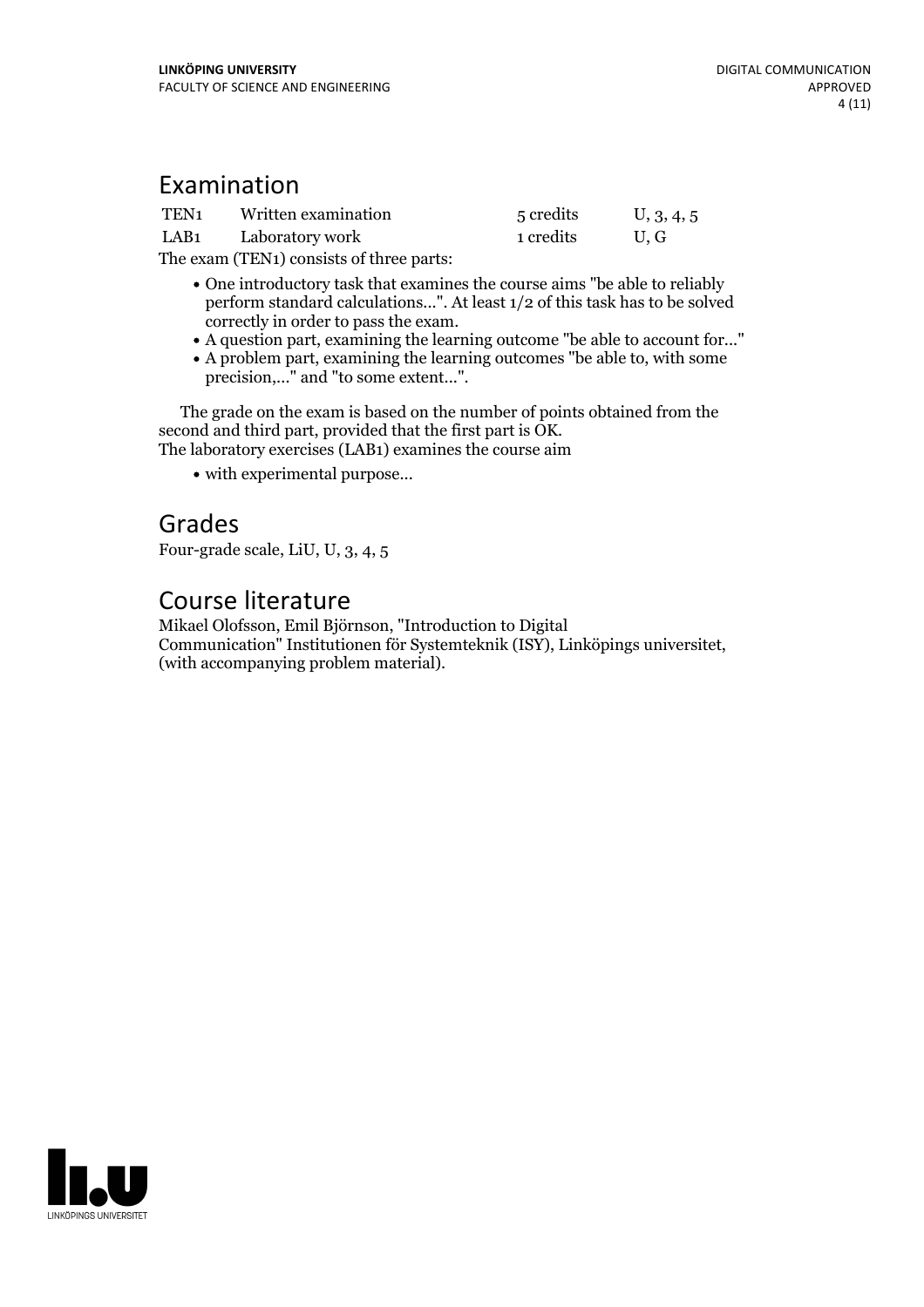## Examination

| TEN1 | Written examination | 5 credits | U, 3, 4, 5 |
|---|---|---|---|
| LAB1 | Laboratory work | 1 credits | U, G |

The exam (TEN1) consists of three parts:

- One introductory task that examines the course aims "be able to reliably perform standard calculations...". At least 1/2 of this task has to be solved correctly in order to pass the exam.
- A question part, examining the learning outcome "be able to account for..."
- A problem part, examining the learning outcomes "be able to, with some precision,..." and "to some extent...".

The grade on the exam is based on the number of points obtained from the second and third part, provided that the first part is OK.
The laboratory exercises (LAB1) examines the course aim

- with experimental purpose...

## Grades

Four-grade scale, LiU, U, 3, 4, 5

## Course literature

Mikael Olofsson, Emil Björnson, "Introduction to Digital Communication" Institutionen för Systemteknik (ISY), Linköpings universitet, (with accompanying problem material).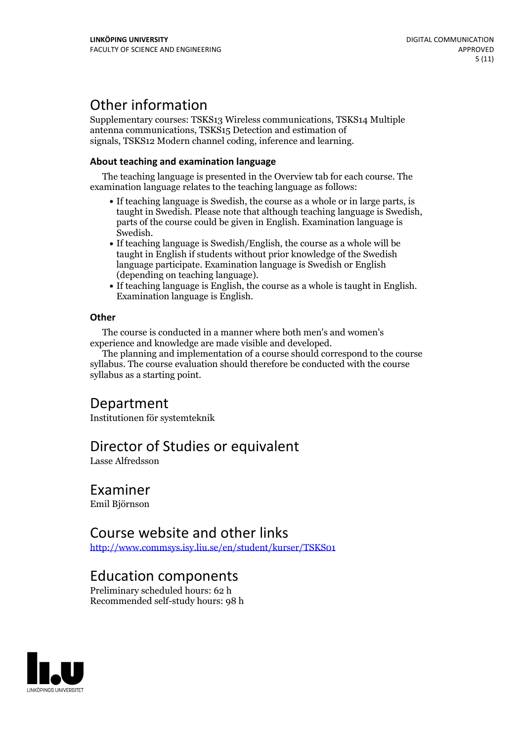# Other information

Supplementary courses: TSKS13 Wireless communications, TSKS14 Multiple antenna communications, TSKS15 Detection and estimation of signals, TSKS12 Modern channel coding, inference and learning.

### About teaching and examination language

The teaching language is presented in the Overview tab for each course. The examination language relates to the teaching language as follows:

- If teaching language is Swedish, the course as a whole or in large parts, is taught in Swedish. Please note that although teaching language is Swedish, parts of the course could be given in English. Examination language is Swedish.
- If teaching language is Swedish/English, the course as a whole will be taught in English if students without prior knowledge of the Swedish language participate. Examination language is Swedish or English (depending on teaching language).
- If teaching language is English, the course as a whole is taught in English. Examination language is English.

### Other

The course is conducted in a manner where both men's and women's experience and knowledge are made visible and developed.

The planning and implementation of a course should correspond to the course syllabus. The course evaluation should therefore be conducted with the course syllabus as a starting point.

# Department

Institutionen för systemteknik

# Director of Studies or equivalent

Lasse Alfredsson

# Examiner

Emil Björnson

# Course website and other links

http://www.commsys.isy.liu.se/en/student/kurser/TSKS01

# Education components

Preliminary scheduled hours: 62 h
Recommended self-study hours: 98 h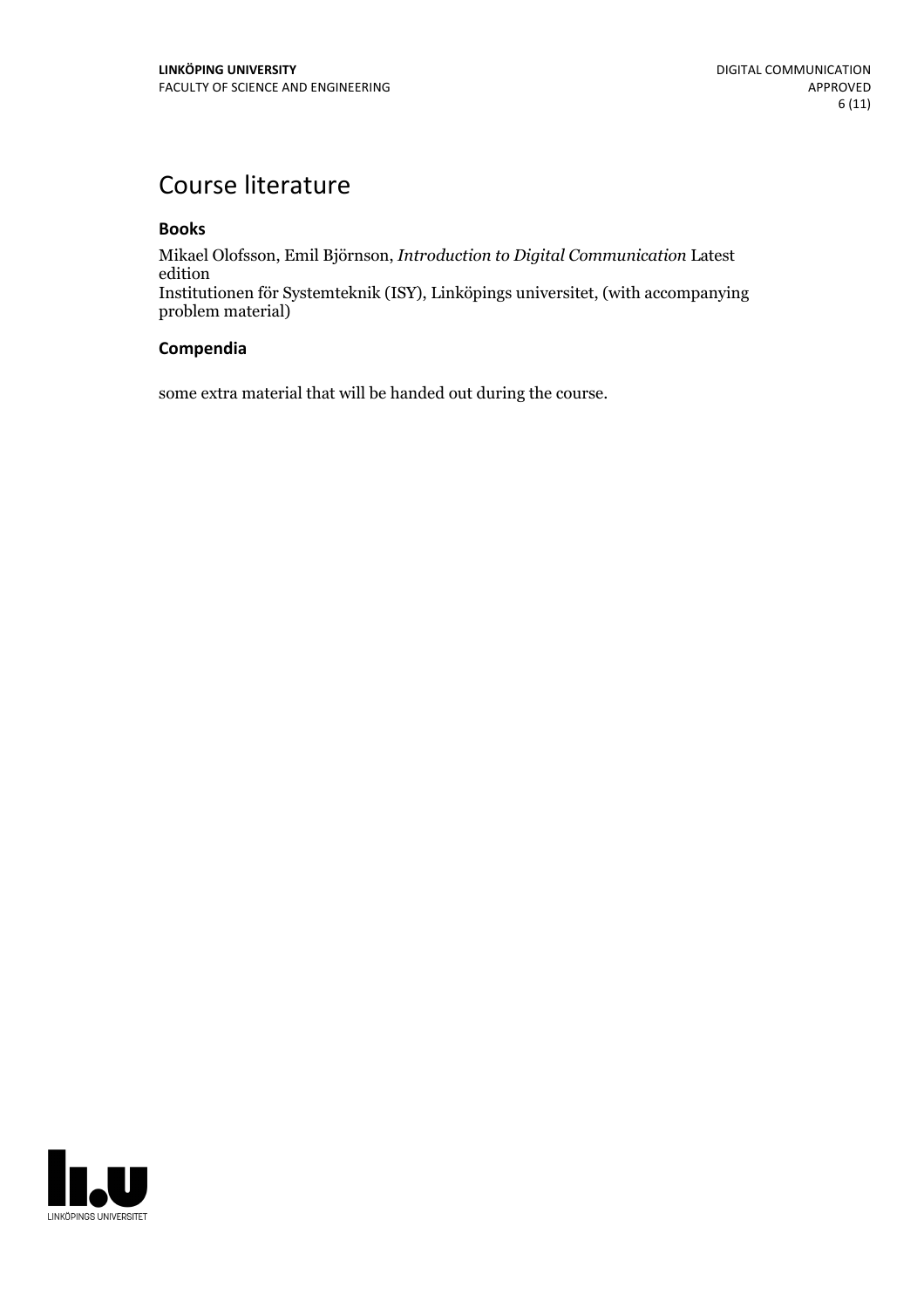# Course literature

### Books

Mikael Olofsson, Emil Björnson, *Introduction to Digital Communication* Latest edition
Institutionen för Systemteknik (ISY), Linköpings universitet, (with accompanying problem material)

### Compendia

some extra material that will be handed out during the course.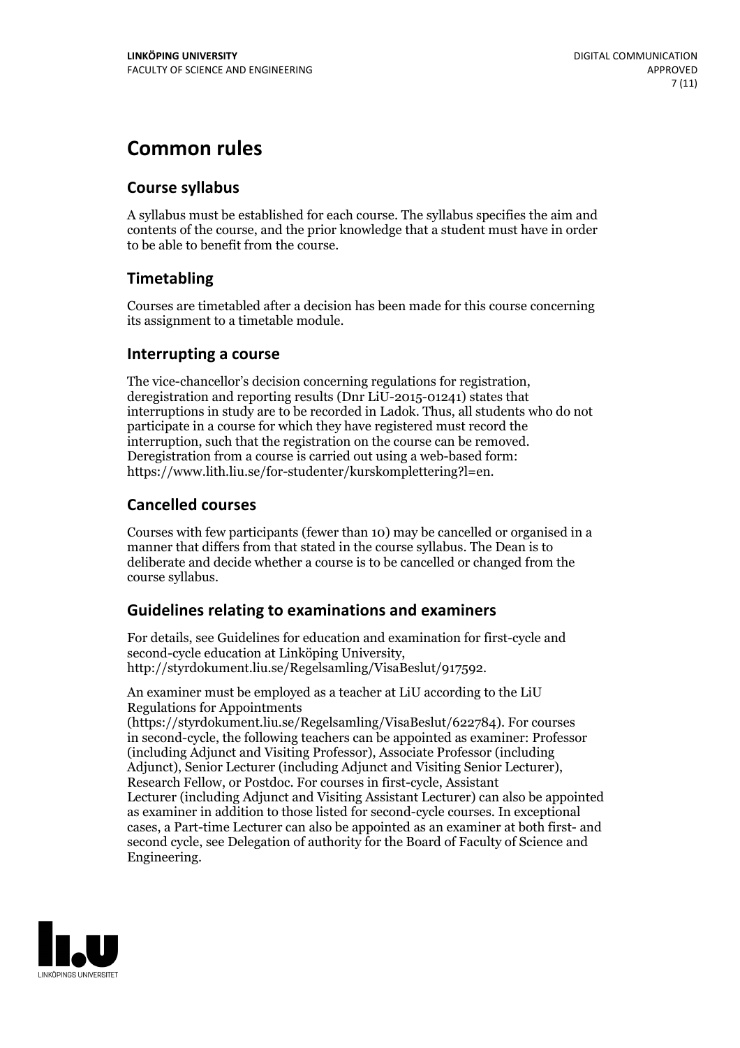# Common rules

## Course syllabus

A syllabus must be established for each course. The syllabus specifies the aim and contents of the course, and the prior knowledge that a student must have in order to be able to benefit from the course.

## Timetabling

Courses are timetabled after a decision has been made for this course concerning its assignment to a timetable module.

## Interrupting a course

The vice-chancellor's decision concerning regulations for registration, deregistration and reporting results (Dnr LiU-2015-01241) states that interruptions in study are to be recorded in Ladok. Thus, all students who do not participate in a course for which they have registered must record the interruption, such that the registration on the course can be removed. Deregistration from a course is carried out using a web-based form: https://www.lith.liu.se/for-studenter/kurskomplettering?l=en.

## Cancelled courses

Courses with few participants (fewer than 10) may be cancelled or organised in a manner that differs from that stated in the course syllabus. The Dean is to deliberate and decide whether a course is to be cancelled or changed from the course syllabus.

## Guidelines relating to examinations and examiners

For details, see Guidelines for education and examination for first-cycle and second-cycle education at Linköping University, http://styrdokument.liu.se/Regelsamling/VisaBeslut/917592.

An examiner must be employed as a teacher at LiU according to the LiU Regulations for Appointments (https://styrdokument.liu.se/Regelsamling/VisaBeslut/622784). For courses in second-cycle, the following teachers can be appointed as examiner: Professor (including Adjunct and Visiting Professor), Associate Professor (including Adjunct), Senior Lecturer (including Adjunct and Visiting Senior Lecturer), Research Fellow, or Postdoc. For courses in first-cycle, Assistant Lecturer (including Adjunct and Visiting Assistant Lecturer) can also be appointed as examiner in addition to those listed for second-cycle courses. In exceptional cases, a Part-time Lecturer can also be appointed as an examiner at both first- and second cycle, see Delegation of authority for the Board of Faculty of Science and Engineering.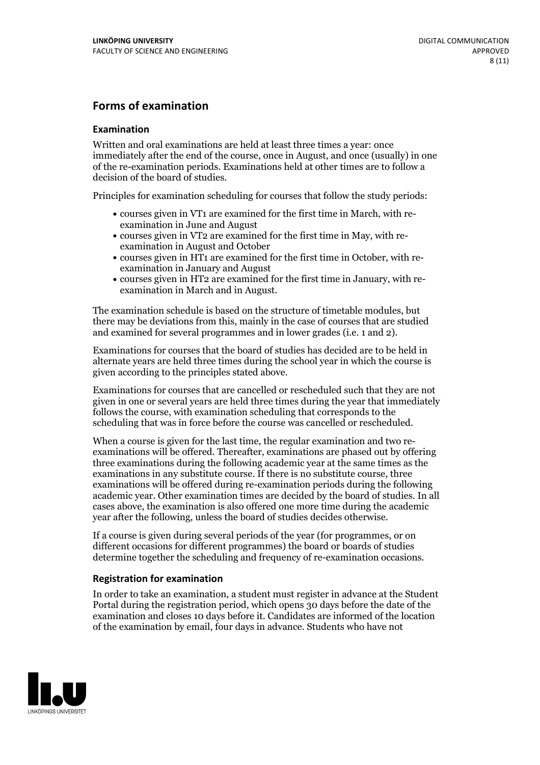## Forms of examination

### Examination

Written and oral examinations are held at least three times a year: once immediately after the end of the course, once in August, and once (usually) in one of the re-examination periods. Examinations held at other times are to follow a decision of the board of studies.

Principles for examination scheduling for courses that follow the study periods:

- courses given in VT1 are examined for the first time in March, with re-examination in June and August
- courses given in VT2 are examined for the first time in May, with re-examination in August and October
- courses given in HT1 are examined for the first time in October, with re-examination in January and August
- courses given in HT2 are examined for the first time in January, with re-examination in March and in August.

The examination schedule is based on the structure of timetable modules, but there may be deviations from this, mainly in the case of courses that are studied and examined for several programmes and in lower grades (i.e. 1 and 2).

Examinations for courses that the board of studies has decided are to be held in alternate years are held three times during the school year in which the course is given according to the principles stated above.

Examinations for courses that are cancelled or rescheduled such that they are not given in one or several years are held three times during the year that immediately follows the course, with examination scheduling that corresponds to the scheduling that was in force before the course was cancelled or rescheduled.

When a course is given for the last time, the regular examination and two re-examinations will be offered. Thereafter, examinations are phased out by offering three examinations during the following academic year at the same times as the examinations in any substitute course. If there is no substitute course, three examinations will be offered during re-examination periods during the following academic year. Other examination times are decided by the board of studies. In all cases above, the examination is also offered one more time during the academic year after the following, unless the board of studies decides otherwise.

If a course is given during several periods of the year (for programmes, or on different occasions for different programmes) the board or boards of studies determine together the scheduling and frequency of re-examination occasions.

### Registration for examination

In order to take an examination, a student must register in advance at the Student Portal during the registration period, which opens 30 days before the date of the examination and closes 10 days before it. Candidates are informed of the location of the examination by email, four days in advance. Students who have not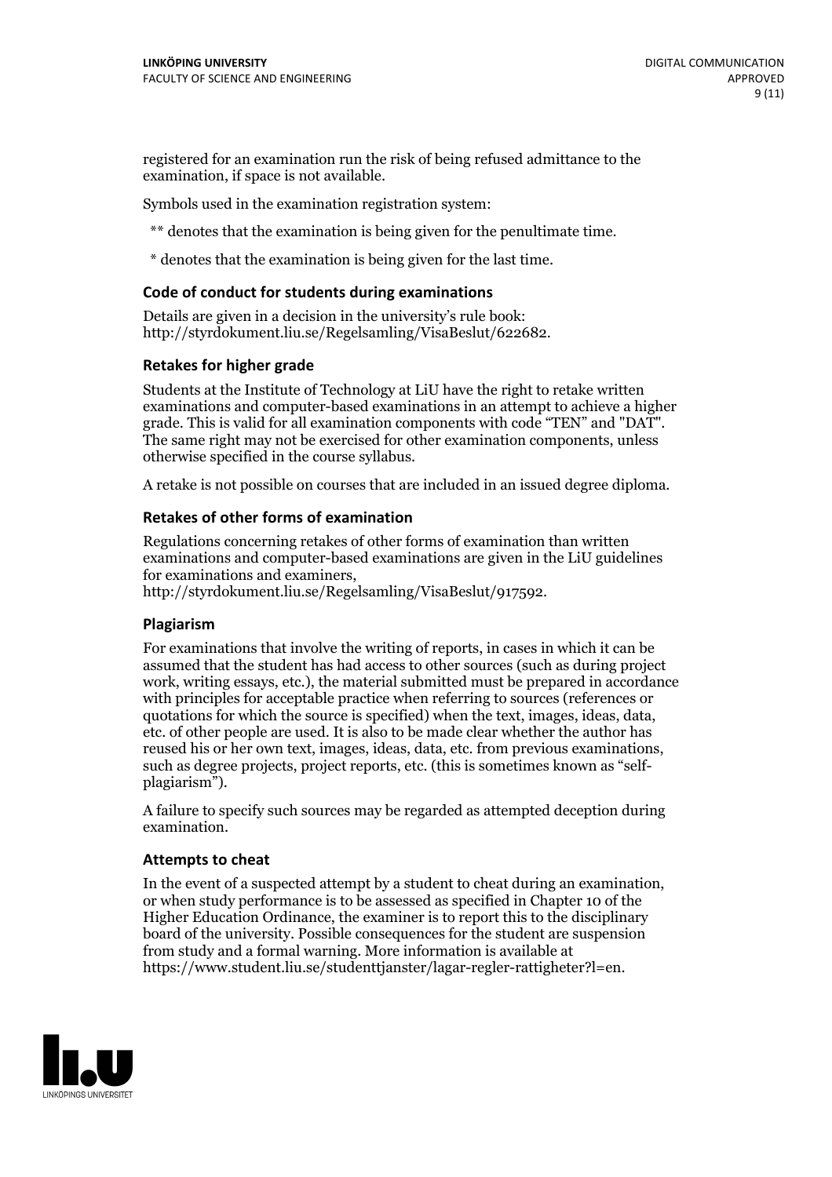registered for an examination run the risk of being refused admittance to the examination, if space is not available.

Symbols used in the examination registration system:

** denotes that the examination is being given for the penultimate time.

* denotes that the examination is being given for the last time.

### Code of conduct for students during examinations

Details are given in a decision in the university's rule book: http://styrdokument.liu.se/Regelsamling/VisaBeslut/622682.

### Retakes for higher grade

Students at the Institute of Technology at LiU have the right to retake written examinations and computer-based examinations in an attempt to achieve a higher grade. This is valid for all examination components with code "TEN" and "DAT". The same right may not be exercised for other examination components, unless otherwise specified in the course syllabus.

A retake is not possible on courses that are included in an issued degree diploma.

### Retakes of other forms of examination

Regulations concerning retakes of other forms of examination than written examinations and computer-based examinations are given in the LiU guidelines for examinations and examiners, http://styrdokument.liu.se/Regelsamling/VisaBeslut/917592.

### Plagiarism

For examinations that involve the writing of reports, in cases in which it can be assumed that the student has had access to other sources (such as during project work, writing essays, etc.), the material submitted must be prepared in accordance with principles for acceptable practice when referring to sources (references or quotations for which the source is specified) when the text, images, ideas, data, etc. of other people are used. It is also to be made clear whether the author has reused his or her own text, images, ideas, data, etc. from previous examinations, such as degree projects, project reports, etc. (this is sometimes known as "self-plagiarism").

A failure to specify such sources may be regarded as attempted deception during examination.

### Attempts to cheat

In the event of a suspected attempt by a student to cheat during an examination, or when study performance is to be assessed as specified in Chapter 10 of the Higher Education Ordinance, the examiner is to report this to the disciplinary board of the university. Possible consequences for the student are suspension from study and a formal warning. More information is available at https://www.student.liu.se/studenttjanster/lagar-regler-rattigheter?l=en.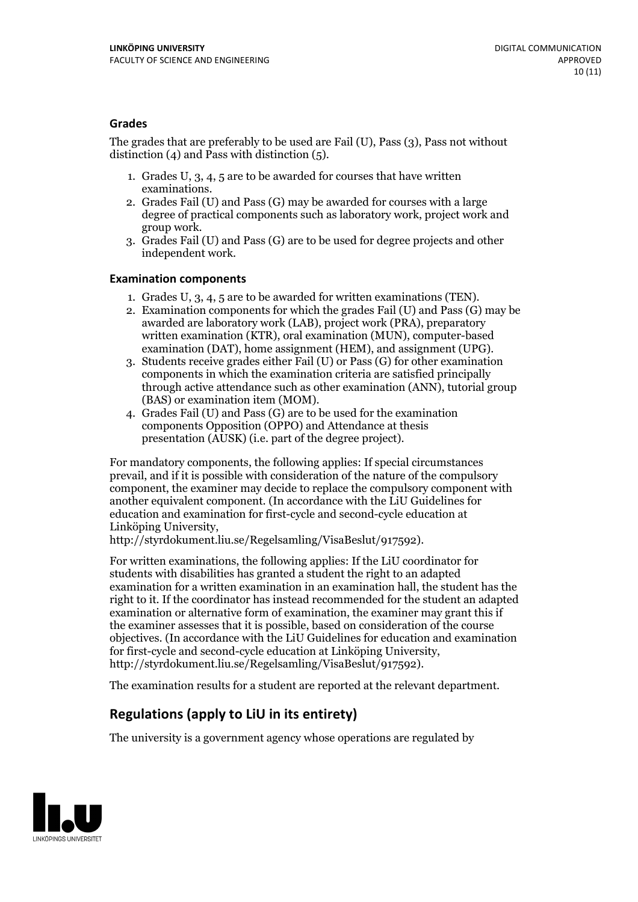### Grades

The grades that are preferably to be used are Fail (U), Pass (3), Pass not without distinction (4) and Pass with distinction (5).

1. Grades U, 3, 4, 5 are to be awarded for courses that have written examinations.
2. Grades Fail (U) and Pass (G) may be awarded for courses with a large degree of practical components such as laboratory work, project work and group work.
3. Grades Fail (U) and Pass (G) are to be used for degree projects and other independent work.

### Examination components

1. Grades U, 3, 4, 5 are to be awarded for written examinations (TEN).
2. Examination components for which the grades Fail (U) and Pass (G) may be awarded are laboratory work (LAB), project work (PRA), preparatory written examination (KTR), oral examination (MUN), computer-based examination (DAT), home assignment (HEM), and assignment (UPG).
3. Students receive grades either Fail (U) or Pass (G) for other examination components in which the examination criteria are satisfied principally through active attendance such as other examination (ANN), tutorial group (BAS) or examination item (MOM).
4. Grades Fail (U) and Pass (G) are to be used for the examination components Opposition (OPPO) and Attendance at thesis presentation (AUSK) (i.e. part of the degree project).

For mandatory components, the following applies: If special circumstances prevail, and if it is possible with consideration of the nature of the compulsory component, the examiner may decide to replace the compulsory component with another equivalent component. (In accordance with the LiU Guidelines for education and examination for first-cycle and second-cycle education at Linköping University, http://styrdokument.liu.se/Regelsamling/VisaBeslut/917592).

For written examinations, the following applies: If the LiU coordinator for students with disabilities has granted a student the right to an adapted examination for a written examination in an examination hall, the student has the right to it. If the coordinator has instead recommended for the student an adapted examination or alternative form of examination, the examiner may grant this if the examiner assesses that it is possible, based on consideration of the course objectives. (In accordance with the LiU Guidelines for education and examination for first-cycle and second-cycle education at Linköping University, http://styrdokument.liu.se/Regelsamling/VisaBeslut/917592).

The examination results for a student are reported at the relevant department.

## Regulations (apply to LiU in its entirety)

The university is a government agency whose operations are regulated by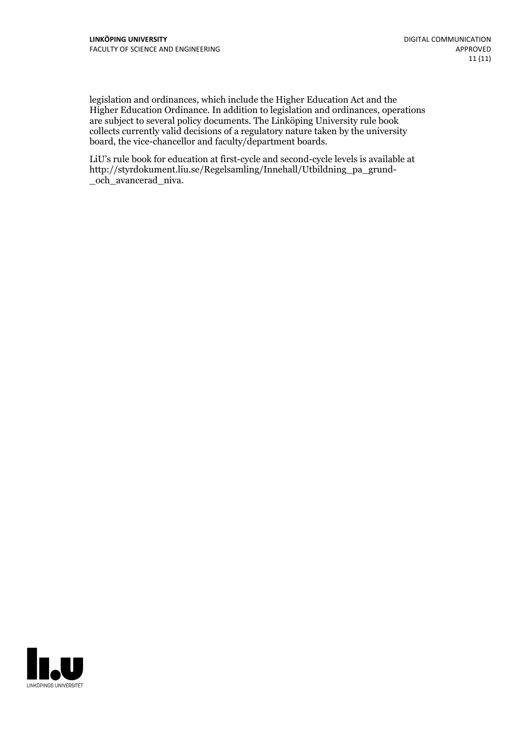legislation and ordinances, which include the Higher Education Act and the Higher Education Ordinance. In addition to legislation and ordinances, operations are subject to several policy documents. The Linköping University rule book collects currently valid decisions of a regulatory nature taken by the university board, the vice-chancellor and faculty/department boards.

LiU's rule book for education at first-cycle and second-cycle levels is available at http://styrdokument.liu.se/Regelsamling/Innehall/Utbildning_pa_grund-_och_avancerad_niva.